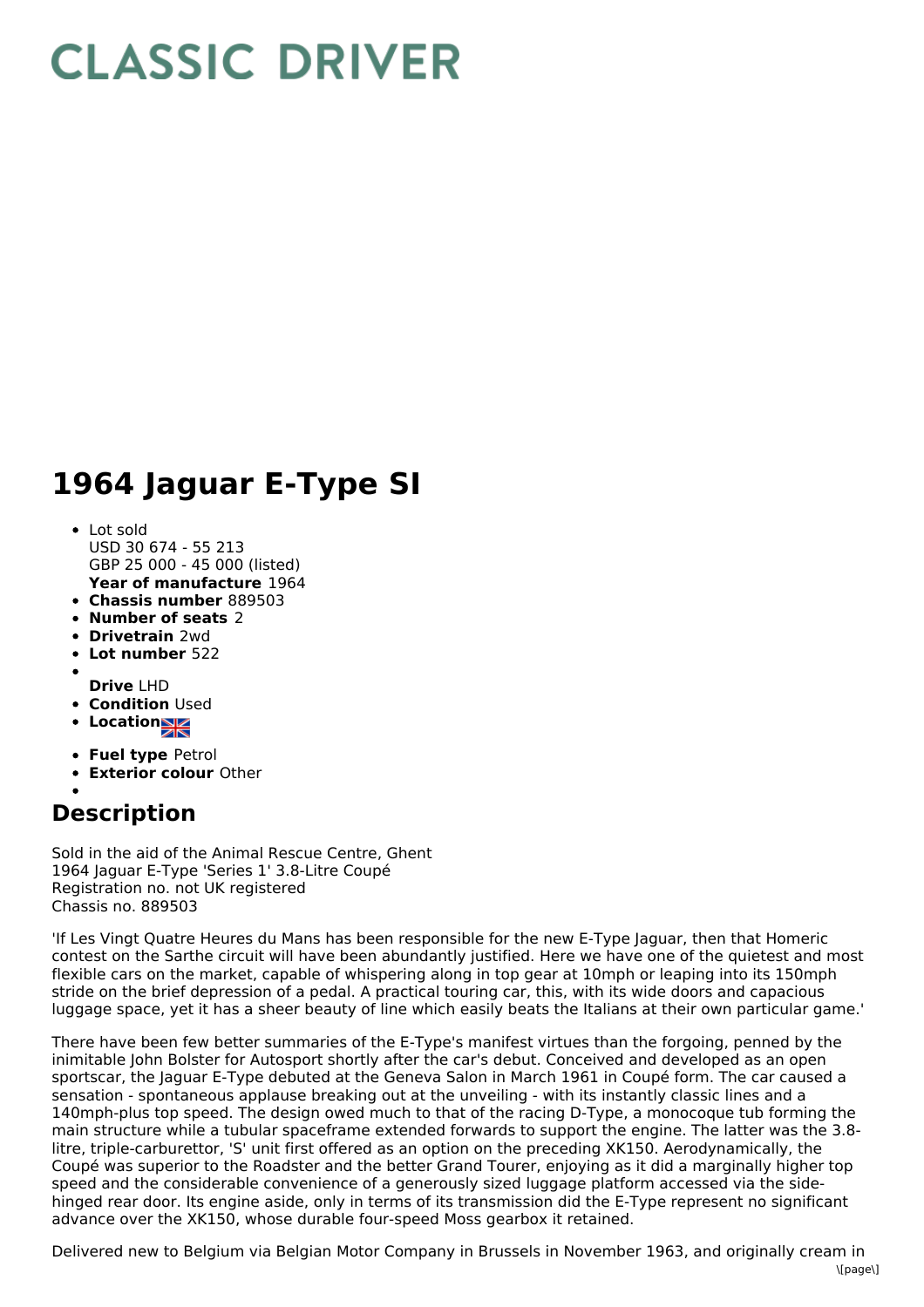# CLASSIC DRIVER

# 1964 Jaguar E-Type SI

- Lot sold
  USD 30 674 - 55 213
  GBP 25 000 - 45 000 (listed)
  **Year of manufacture** 1964
- **Chassis number** 889503
- **Number of seats** 2
- **Drivetrain** 2wd
- **Lot number** 522
- **Drive** LHD
- **Condition** Used
- **Location**
- **Fuel type** Petrol
- **Exterior colour** Other

## Description

Sold in the aid of the Animal Rescue Centre, Ghent
1964 Jaguar E-Type 'Series 1' 3.8-Litre Coupé
Registration no. not UK registered
Chassis no. 889503

'If Les Vingt Quatre Heures du Mans has been responsible for the new E-Type Jaguar, then that Homeric contest on the Sarthe circuit will have been abundantly justified. Here we have one of the quietest and most flexible cars on the market, capable of whispering along in top gear at 10mph or leaping into its 150mph stride on the brief depression of a pedal. A practical touring car, this, with its wide doors and capacious luggage space, yet it has a sheer beauty of line which easily beats the Italians at their own particular game.'

There have been few better summaries of the E-Type's manifest virtues than the forgoing, penned by the inimitable John Bolster for Autosport shortly after the car's debut. Conceived and developed as an open sportscar, the Jaguar E-Type debuted at the Geneva Salon in March 1961 in Coupé form. The car caused a sensation - spontaneous applause breaking out at the unveiling - with its instantly classic lines and a 140mph-plus top speed. The design owed much to that of the racing D-Type, a monocoque tub forming the main structure while a tubular spaceframe extended forwards to support the engine. The latter was the 3.8-litre, triple-carburettor, 'S' unit first offered as an option on the preceding XK150. Aerodynamically, the Coupé was superior to the Roadster and the better Grand Tourer, enjoying as it did a marginally higher top speed and the considerable convenience of a generously sized luggage platform accessed via the side-hinged rear door. Its engine aside, only in terms of its transmission did the E-Type represent no significant advance over the XK150, whose durable four-speed Moss gearbox it retained.

Delivered new to Belgium via Belgian Motor Company in Brussels in November 1963, and originally cream in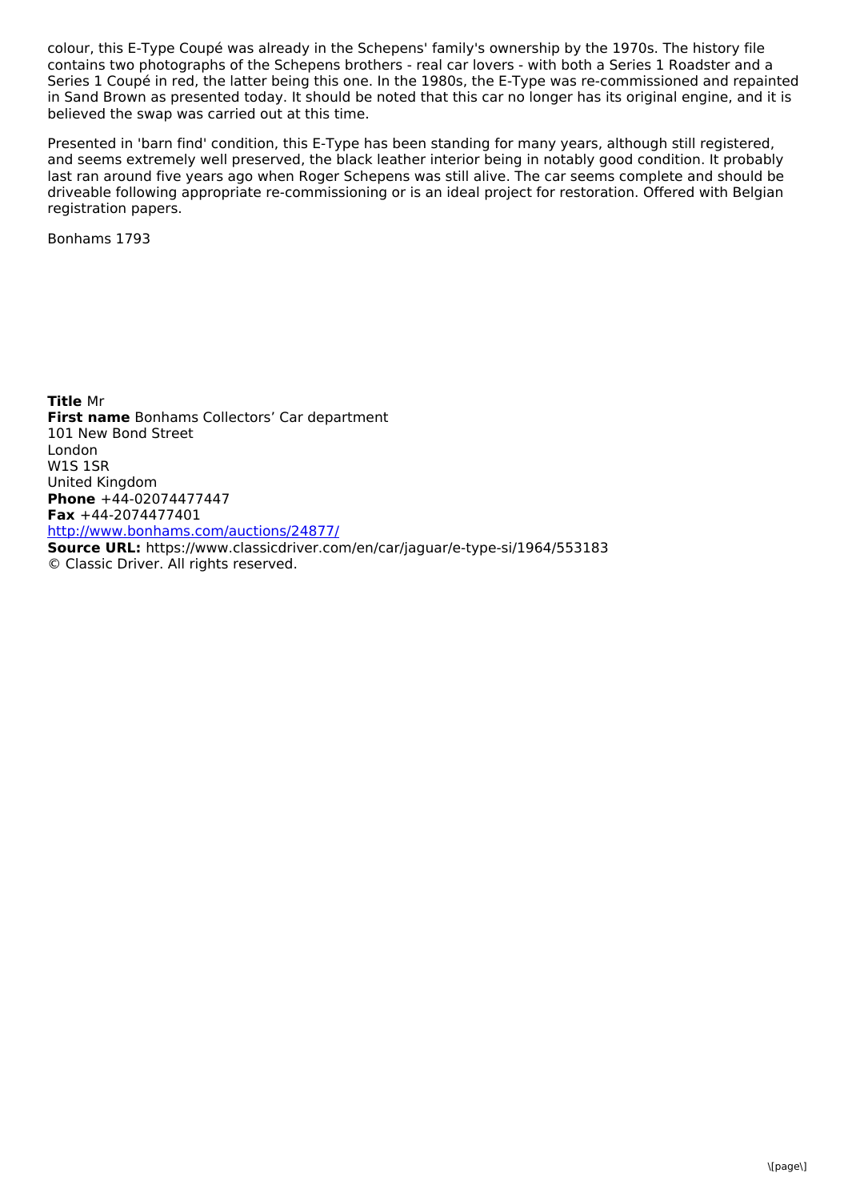colour, this E-Type Coupé was already in the Schepens' family's ownership by the 1970s. The history file contains two photographs of the Schepens brothers - real car lovers - with both a Series 1 Roadster and a Series 1 Coupé in red, the latter being this one. In the 1980s, the E-Type was re-commissioned and repainted in Sand Brown as presented today. It should be noted that this car no longer has its original engine, and it is believed the swap was carried out at this time.

Presented in 'barn find' condition, this E-Type has been standing for many years, although still registered, and seems extremely well preserved, the black leather interior being in notably good condition. It probably last ran around five years ago when Roger Schepens was still alive. The car seems complete and should be driveable following appropriate re-commissioning or is an ideal project for restoration. Offered with Belgian registration papers.

Bonhams 1793

**Title** Mr
**First name** Bonhams Collectors' Car department
101 New Bond Street
London
W1S 1SR
United Kingdom
**Phone** +44-02074477447
**Fax** +44-2074477401
http://www.bonhams.com/auctions/24877/
**Source URL:** https://www.classicdriver.com/en/car/jaguar/e-type-si/1964/553183
© Classic Driver. All rights reserved.